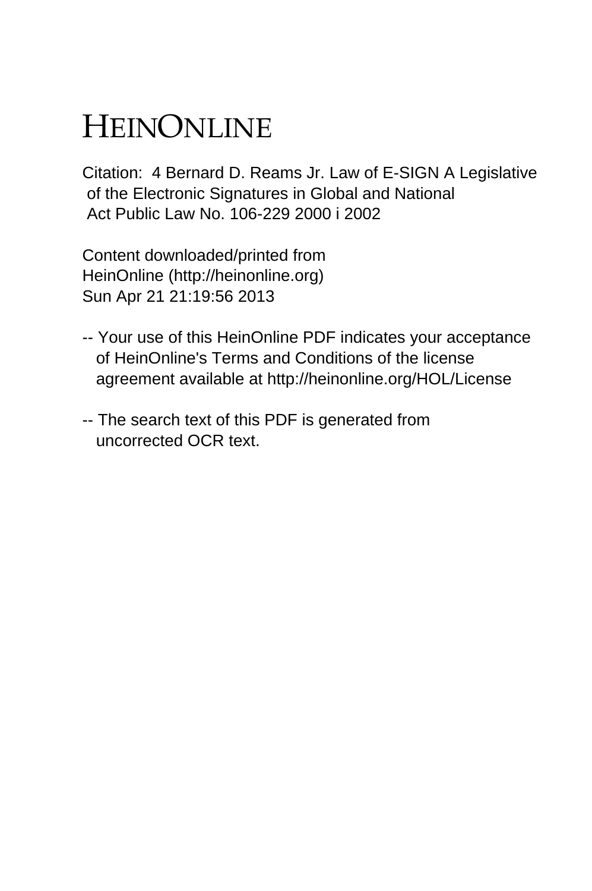# HEINONLINE

Citation: 4 Bernard D. Reams Jr. Law of E-SIGN A Legislative of the Electronic Signatures in Global and National Act Public Law No. 106-229 2000 i 2002

Content downloaded/printed from
HeinOnline (http://heinonline.org)
Sun Apr 21 21:19:56 2013

-- Your use of this HeinOnline PDF indicates your acceptance of HeinOnline's Terms and Conditions of the license agreement available at http://heinonline.org/HOL/License

-- The search text of this PDF is generated from uncorrected OCR text.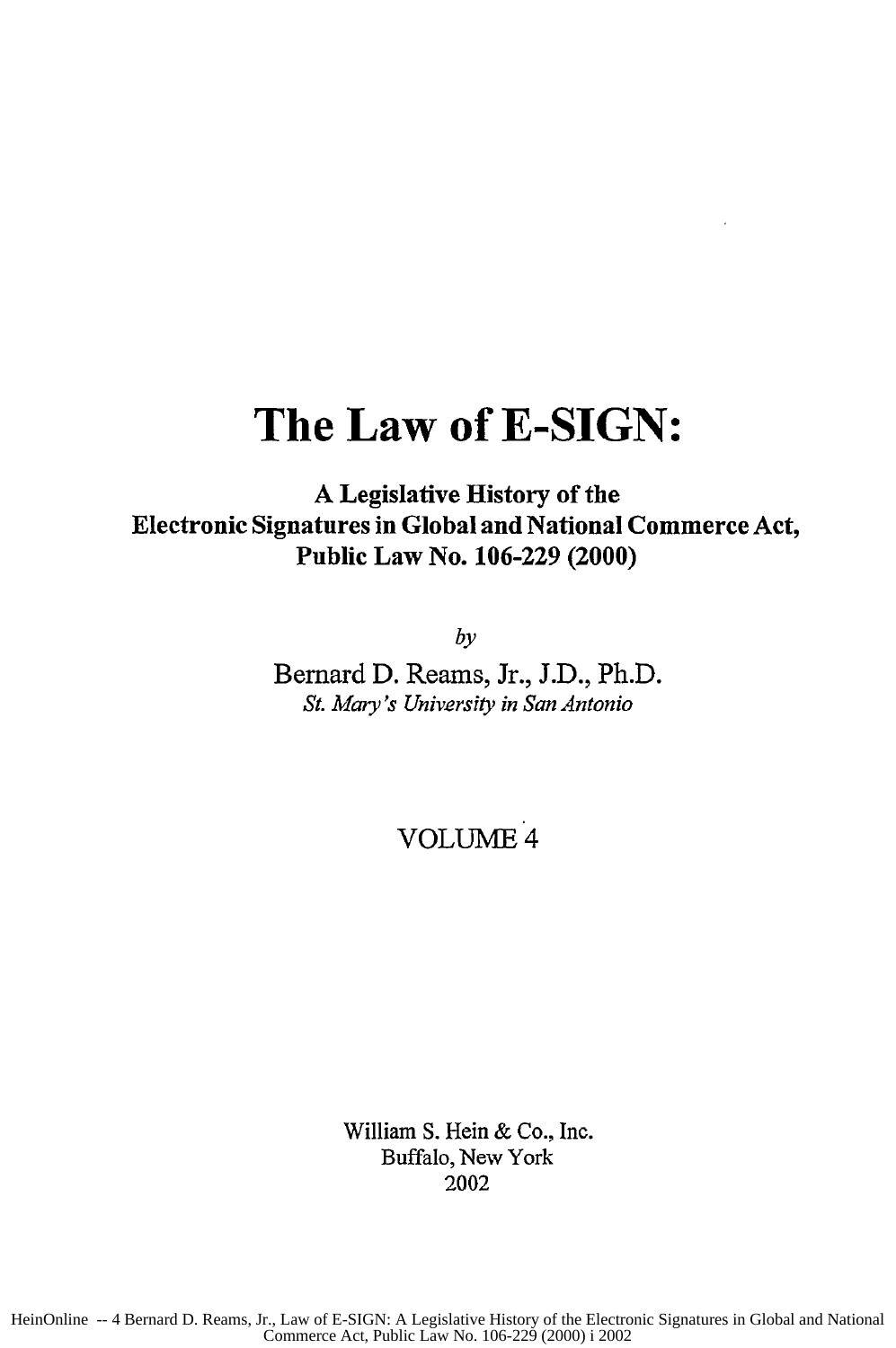# The Law of E-SIGN:

### A Legislative History of the Electronic Signatures in Global and National Commerce Act, Public Law No. 106-229 (2000)

*by*

Bernard D. Reams, Jr., J.D., Ph.D.
*St. Mary's University in San Antonio*

VOLUME 4

William S. Hein & Co., Inc.
Buffalo, New York
2002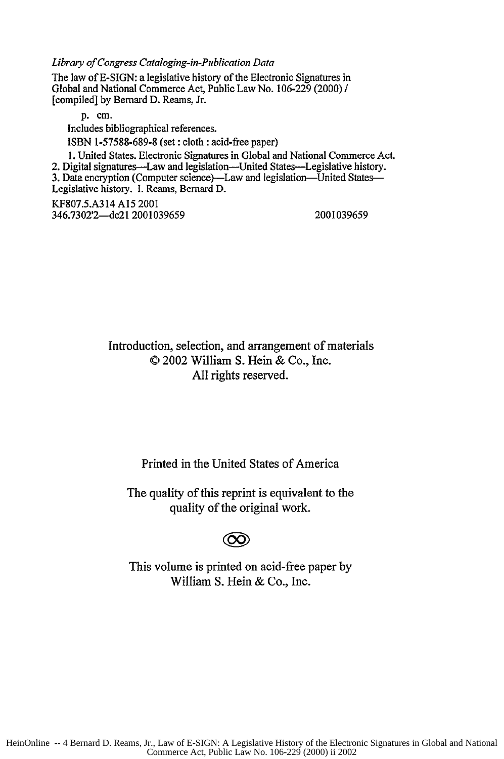*Library of Congress Cataloging-in-Publication Data*

The law of E-SIGN: a legislative history of the Electronic Signatures in Global and National Commerce Act, Public Law No. 106-229 (2000) / [compiled] by Bernard D. Reams, Jr.

p. cm.

Includes bibliographical references.

ISBN 1-57588-689-8 (set : cloth : acid-free paper)

1. United States. Electronic Signatures in Global and National Commerce Act. 2. Digital signatures—Law and legislation—United States—Legislative history. 3. Data encryption (Computer science)—Law and legislation—United States—Legislative history. I. Reams, Bernard D.

KF807.5.A314 A15 2001
346.7302'2—dc21 2001039659 2001039659

Introduction, selection, and arrangement of materials
© 2002 William S. Hein & Co., Inc.
All rights reserved.

Printed in the United States of America

The quality of this reprint is equivalent to the quality of the original work.

∞

This volume is printed on acid-free paper by
William S. Hein & Co., Inc.